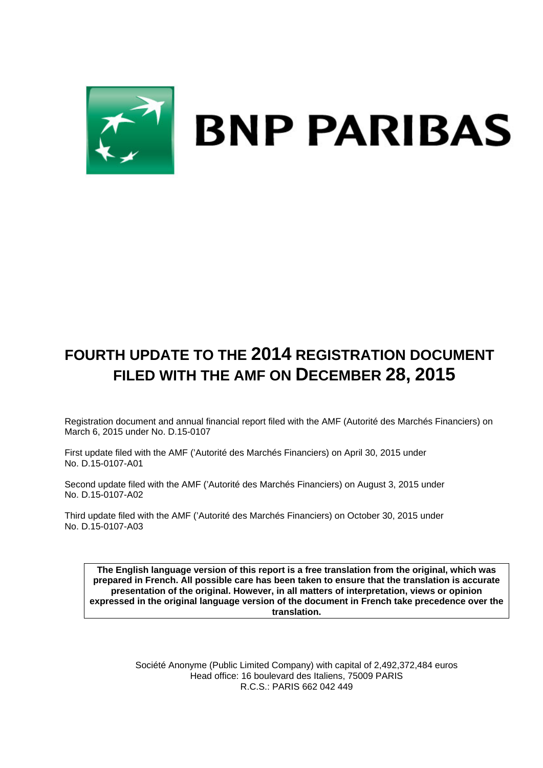BNP PARIBAS

# FOURTH UPDATE TO THE 2014 REGISTRATION DOCUMENT FILED WITH THE AMF ON DECEMBER 28, 2015

Registration document and annual financial report filed with the AMF (Autorité des Marchés Financiers) on March 6, 2015 under No. D.15-0107

First update filed with the AMF ('Autorité des Marchés Financiers) on April 30, 2015 under No. D.15-0107-A01

Second update filed with the AMF ('Autorité des Marchés Financiers) on August 3, 2015 under No. D.15-0107-A02

Third update filed with the AMF ('Autorité des Marchés Financiers) on October 30, 2015 under No. D.15-0107-A03

**The English language version of this report is a free translation from the original, which was prepared in French. All possible care has been taken to ensure that the translation is accurate presentation of the original. However, in all matters of interpretation, views or opinion expressed in the original language version of the document in French take precedence over the translation.**

Société Anonyme (Public Limited Company) with capital of 2,492,372,484 euros
Head office: 16 boulevard des Italiens, 75009 PARIS
R.C.S.: PARIS 662 042 449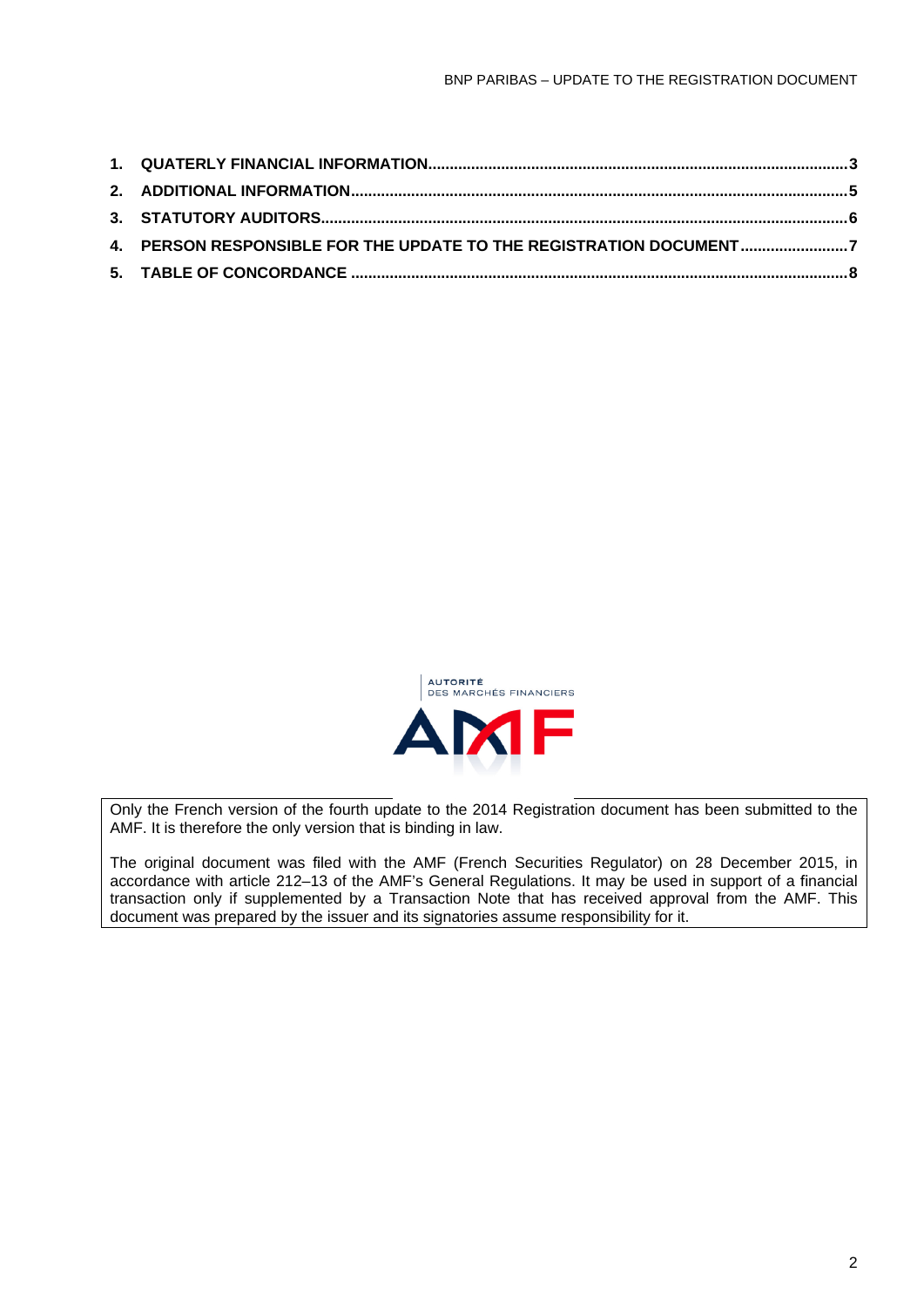1. **QUATERLY FINANCIAL INFORMATION** ... 3
2. **ADDITIONAL INFORMATION** ... 5
3. **STATUTORY AUDITORS** ... 6
4. **PERSON RESPONSIBLE FOR THE UPDATE TO THE REGISTRATION DOCUMENT** ... 7
5. **TABLE OF CONCORDANCE** ... 8

AUTORITÉ DES MARCHÉS FINANCIERS

AMF

Only the French version of the fourth update to the 2014 Registration document has been submitted to the AMF. It is therefore the only version that is binding in law.

The original document was filed with the AMF (French Securities Regulator) on 28 December 2015, in accordance with article 212–13 of the AMF's General Regulations. It may be used in support of a financial transaction only if supplemented by a Transaction Note that has received approval from the AMF. This document was prepared by the issuer and its signatories assume responsibility for it.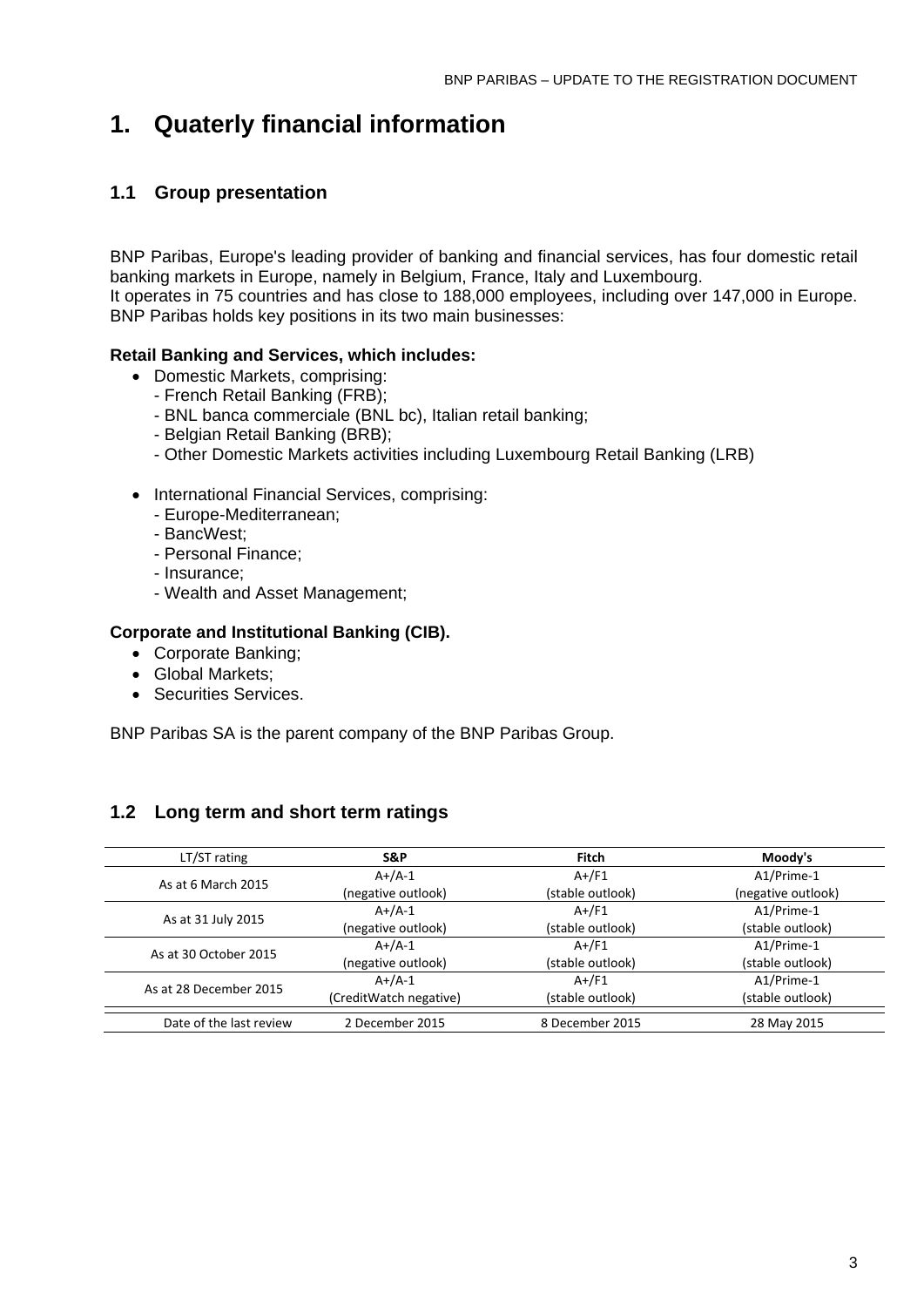# 1. Quaterly financial information

## 1.1 Group presentation

BNP Paribas, Europe's leading provider of banking and financial services, has four domestic retail banking markets in Europe, namely in Belgium, France, Italy and Luxembourg.
It operates in 75 countries and has close to 188,000 employees, including over 147,000 in Europe.
BNP Paribas holds key positions in its two main businesses:

**Retail Banking and Services, which includes:**

- Domestic Markets, comprising:
  - French Retail Banking (FRB);
  - BNL banca commerciale (BNL bc), Italian retail banking;
  - Belgian Retail Banking (BRB);
  - Other Domestic Markets activities including Luxembourg Retail Banking (LRB)

- International Financial Services, comprising:
  - Europe-Mediterranean;
  - BancWest;
  - Personal Finance;
  - Insurance;
  - Wealth and Asset Management;

**Corporate and Institutional Banking (CIB).**

- Corporate Banking;
- Global Markets;
- Securities Services.

BNP Paribas SA is the parent company of the BNP Paribas Group.

## 1.2 Long term and short term ratings

| LT/ST rating | S&P | Fitch | Moody's |
|---|---|---|---|
| As at 6 March 2015 | A+/A-1 (negative outlook) | A+/F1 (stable outlook) | A1/Prime-1 (negative outlook) |
| As at 31 July 2015 | A+/A-1 (negative outlook) | A+/F1 (stable outlook) | A1/Prime-1 (stable outlook) |
| As at 30 October 2015 | A+/A-1 (negative outlook) | A+/F1 (stable outlook) | A1/Prime-1 (stable outlook) |
| As at 28 December 2015 | A+/A-1 (CreditWatch negative) | A+/F1 (stable outlook) | A1/Prime-1 (stable outlook) |
| Date of the last review | 2 December 2015 | 8 December 2015 | 28 May 2015 |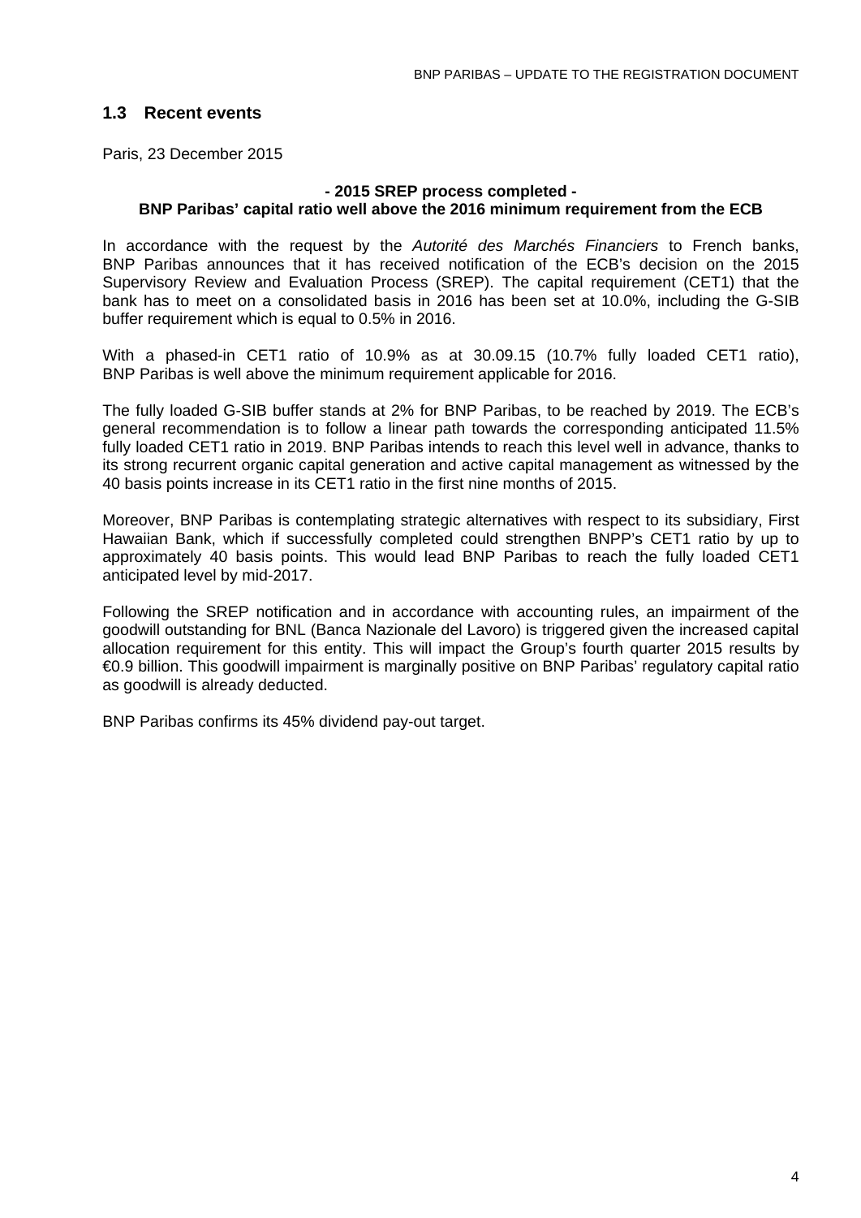## 1.3 Recent events

Paris, 23 December 2015

**- 2015 SREP process completed -**
**BNP Paribas' capital ratio well above the 2016 minimum requirement from the ECB**

In accordance with the request by the *Autorité des Marchés Financiers* to French banks, BNP Paribas announces that it has received notification of the ECB's decision on the 2015 Supervisory Review and Evaluation Process (SREP). The capital requirement (CET1) that the bank has to meet on a consolidated basis in 2016 has been set at 10.0%, including the G-SIB buffer requirement which is equal to 0.5% in 2016.

With a phased-in CET1 ratio of 10.9% as at 30.09.15 (10.7% fully loaded CET1 ratio), BNP Paribas is well above the minimum requirement applicable for 2016.

The fully loaded G-SIB buffer stands at 2% for BNP Paribas, to be reached by 2019. The ECB's general recommendation is to follow a linear path towards the corresponding anticipated 11.5% fully loaded CET1 ratio in 2019. BNP Paribas intends to reach this level well in advance, thanks to its strong recurrent organic capital generation and active capital management as witnessed by the 40 basis points increase in its CET1 ratio in the first nine months of 2015.

Moreover, BNP Paribas is contemplating strategic alternatives with respect to its subsidiary, First Hawaiian Bank, which if successfully completed could strengthen BNPP's CET1 ratio by up to approximately 40 basis points. This would lead BNP Paribas to reach the fully loaded CET1 anticipated level by mid-2017.

Following the SREP notification and in accordance with accounting rules, an impairment of the goodwill outstanding for BNL (Banca Nazionale del Lavoro) is triggered given the increased capital allocation requirement for this entity. This will impact the Group's fourth quarter 2015 results by €0.9 billion. This goodwill impairment is marginally positive on BNP Paribas' regulatory capital ratio as goodwill is already deducted.

BNP Paribas confirms its 45% dividend pay-out target.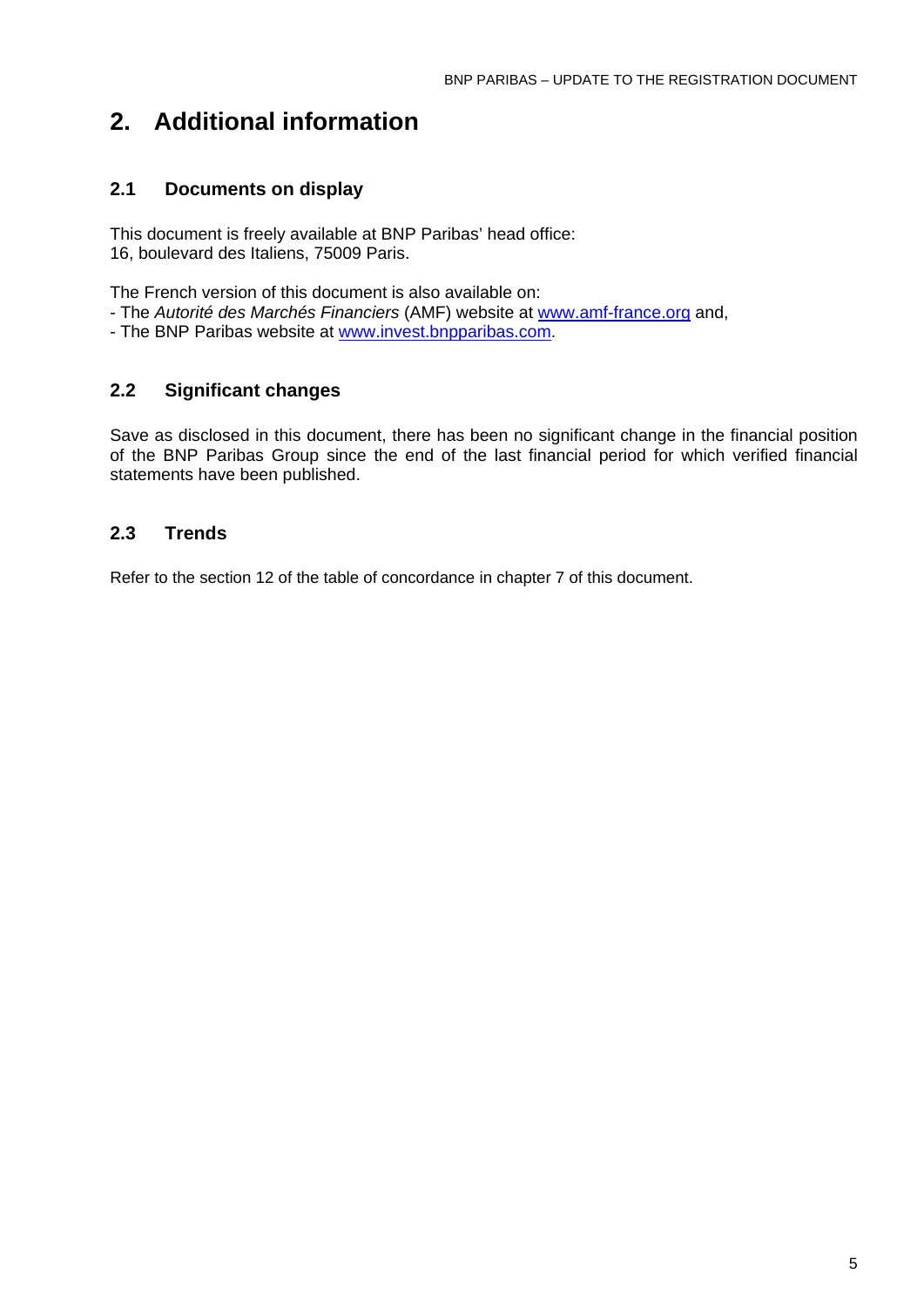# 2. Additional information

## 2.1 Documents on display

This document is freely available at BNP Paribas' head office:
16, boulevard des Italiens, 75009 Paris.

The French version of this document is also available on:
- The *Autorité des Marchés Financiers* (AMF) website at www.amf-france.org and,
- The BNP Paribas website at www.invest.bnpparibas.com.

## 2.2 Significant changes

Save as disclosed in this document, there has been no significant change in the financial position of the BNP Paribas Group since the end of the last financial period for which verified financial statements have been published.

## 2.3 Trends

Refer to the section 12 of the table of concordance in chapter 7 of this document.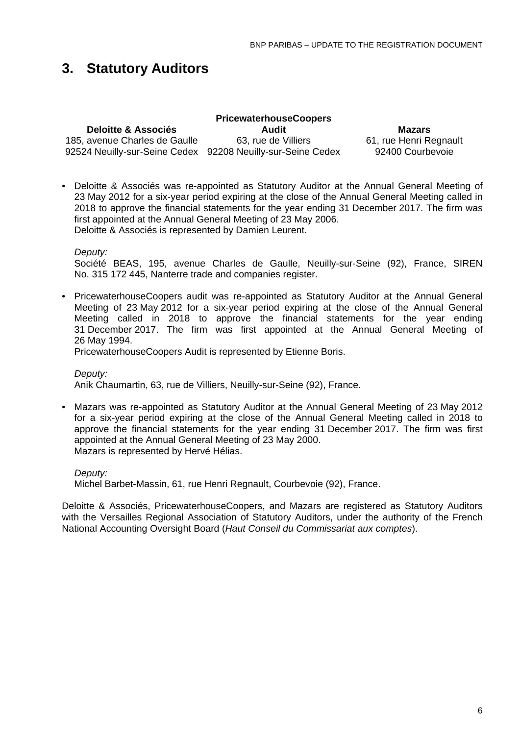# 3. Statutory Auditors

| Deloitte & Associés | PricewaterhouseCoopers Audit | Mazars |
|---|---|---|
| 185, avenue Charles de Gaulle | 63, rue de Villiers | 61, rue Henri Regnault |
| 92524 Neuilly-sur-Seine Cedex | 92208 Neuilly-sur-Seine Cedex | 92400 Courbevoie |

- Deloitte & Associés was re-appointed as Statutory Auditor at the Annual General Meeting of 23 May 2012 for a six-year period expiring at the close of the Annual General Meeting called in 2018 to approve the financial statements for the year ending 31 December 2017. The firm was first appointed at the Annual General Meeting of 23 May 2006.
  Deloitte & Associés is represented by Damien Leurent.

  *Deputy:*
  Société BEAS, 195, avenue Charles de Gaulle, Neuilly-sur-Seine (92), France, SIREN No. 315 172 445, Nanterre trade and companies register.

- PricewaterhouseCoopers audit was re-appointed as Statutory Auditor at the Annual General Meeting of 23 May 2012 for a six-year period expiring at the close of the Annual General Meeting called in 2018 to approve the financial statements for the year ending 31 December 2017. The firm was first appointed at the Annual General Meeting of 26 May 1994.
  PricewaterhouseCoopers Audit is represented by Etienne Boris.

  *Deputy:*
  Anik Chaumartin, 63, rue de Villiers, Neuilly-sur-Seine (92), France.

- Mazars was re-appointed as Statutory Auditor at the Annual General Meeting of 23 May 2012 for a six-year period expiring at the close of the Annual General Meeting called in 2018 to approve the financial statements for the year ending 31 December 2017. The firm was first appointed at the Annual General Meeting of 23 May 2000.
  Mazars is represented by Hervé Hélias.

  *Deputy:*
  Michel Barbet-Massin, 61, rue Henri Regnault, Courbevoie (92), France.

Deloitte & Associés, PricewaterhouseCoopers, and Mazars are registered as Statutory Auditors with the Versailles Regional Association of Statutory Auditors, under the authority of the French National Accounting Oversight Board (*Haut Conseil du Commissariat aux comptes*).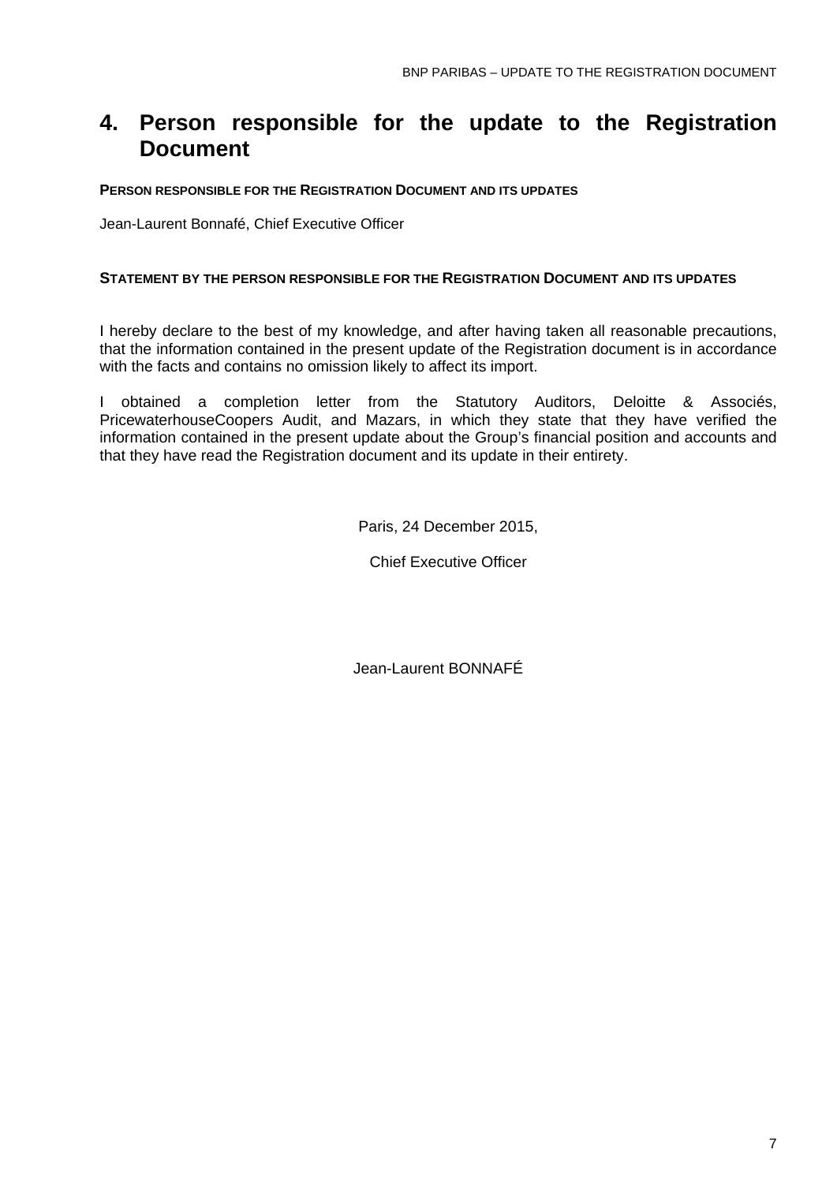# 4. Person responsible for the update to the Registration Document

**PERSON RESPONSIBLE FOR THE REGISTRATION DOCUMENT AND ITS UPDATES**

Jean-Laurent Bonnafé, Chief Executive Officer

**STATEMENT BY THE PERSON RESPONSIBLE FOR THE REGISTRATION DOCUMENT AND ITS UPDATES**

I hereby declare to the best of my knowledge, and after having taken all reasonable precautions, that the information contained in the present update of the Registration document is in accordance with the facts and contains no omission likely to affect its import.

I obtained a completion letter from the Statutory Auditors, Deloitte & Associés, PricewaterhouseCoopers Audit, and Mazars, in which they state that they have verified the information contained in the present update about the Group's financial position and accounts and that they have read the Registration document and its update in their entirety.

Paris, 24 December 2015,

Chief Executive Officer

Jean-Laurent BONNAFÉ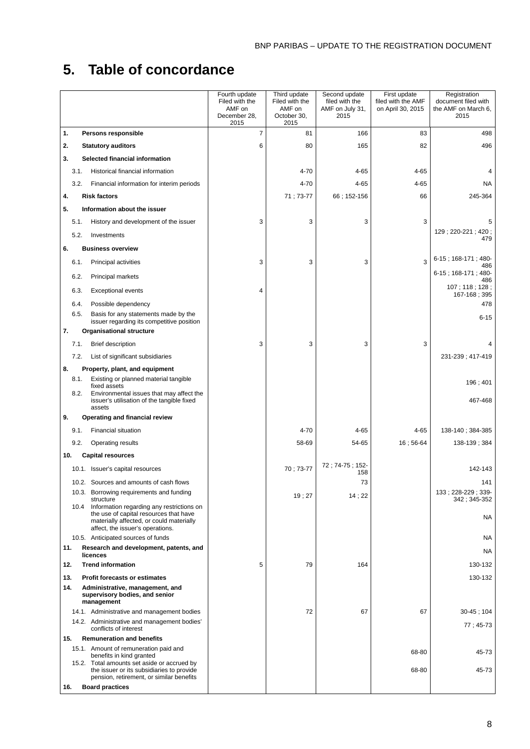# 5. Table of concordance

| | Fourth update Filed with the AMF on December 28, 2015 | Third update Filed with the AMF on October 30, 2015 | Second update filed with the AMF on July 31, 2015 | First update filed with the AMF on April 30, 2015 | Registration document filed with the AMF on March 6, 2015 |
|---|---|---|---|---|---|
| **1. Persons responsible** | 7 | 81 | 166 | 83 | 498 |
| **2. Statutory auditors** | 6 | 80 | 165 | 82 | 496 |
| **3. Selected financial information** | | | | | |
| 3.1. Historical financial information | | 4-70 | 4-65 | 4-65 | 4 |
| 3.2. Financial information for interim periods | | 4-70 | 4-65 | 4-65 | NA |
| **4. Risk factors** | | 71 ; 73-77 | 66 ; 152-156 | 66 | 245-364 |
| **5. Information about the issuer** | | | | | |
| 5.1. History and development of the issuer | 3 | 3 | 3 | 3 | 5 |
| 5.2. Investments | | | | | 129 ; 220-221 ; 420 ; 479 |
| **6. Business overview** | | | | | |
| 6.1. Principal activities | 3 | 3 | 3 | 3 | 6-15 ; 168-171 ; 480-486 |
| 6.2. Principal markets | | | | | 6-15 ; 168-171 ; 480-486 |
| 6.3. Exceptional events | 4 | | | | 107 ; 118 ; 128 ; 167-168 ; 395 |
| 6.4. Possible dependency | | | | | 478 |
| 6.5. Basis for any statements made by the issuer regarding its competitive position | | | | | 6-15 |
| **7. Organisational structure** | | | | | |
| 7.1. Brief description | 3 | 3 | 3 | 3 | 4 |
| 7.2. List of significant subsidiaries | | | | | 231-239 ; 417-419 |
| **8. Property, plant, and equipment** | | | | | |
| 8.1. Existing or planned material tangible fixed assets | | | | | 196 ; 401 |
| 8.2. Environmental issues that may affect the issuer's utilisation of the tangible fixed assets | | | | | 467-468 |
| **9. Operating and financial review** | | | | | |
| 9.1. Financial situation | | 4-70 | 4-65 | 4-65 | 138-140 ; 384-385 |
| 9.2. Operating results | | 58-69 | 54-65 | 16 ; 56-64 | 138-139 ; 384 |
| **10. Capital resources** | | | | | |
| 10.1. Issuer's capital resources | | 70 ; 73-77 | 72 ; 74-75 ; 152-158 | | 142-143 |
| 10.2. Sources and amounts of cash flows | | | 73 | | 141 |
| 10.3. Borrowing requirements and funding structure | | 19 ; 27 | 14 ; 22 | | 133 ; 228-229 ; 339-342 ; 345-352 |
| 10.4 Information regarding any restrictions on the use of capital resources that have materially affected, or could materially affect, the issuer's operations. | | | | | NA |
| 10.5. Anticipated sources of funds | | | | | NA |
| **11. Research and development, patents, and licences** | | | | | NA |
| **12. Trend information** | 5 | 79 | 164 | | 130-132 |
| **13. Profit forecasts or estimates** | | | | | 130-132 |
| **14. Administrative, management, and supervisory bodies, and senior management** | | | | | |
| 14.1. Administrative and management bodies | | 72 | 67 | 67 | 30-45 ; 104 |
| 14.2. Administrative and management bodies' conflicts of interest | | | | | 77 ; 45-73 |
| **15. Remuneration and benefits** | | | | | |
| 15.1. Amount of remuneration paid and benefits in kind granted | | | | 68-80 | 45-73 |
| 15.2. Total amounts set aside or accrued by the issuer or its subsidiaries to provide pension, retirement, or similar benefits | | | | 68-80 | 45-73 |
| **16. Board practices** | | | | | |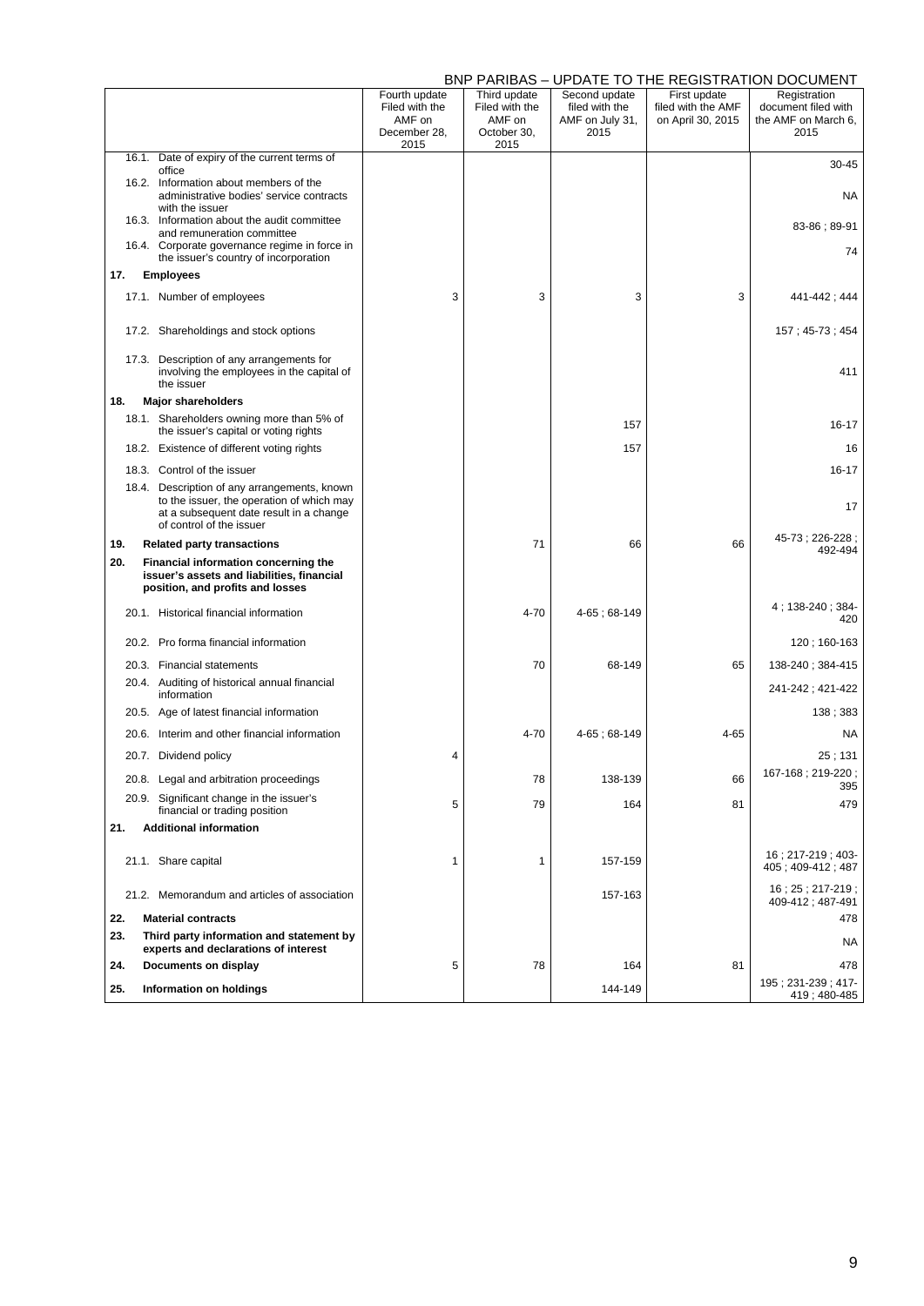| | Fourth update Filed with the AMF on December 28, 2015 | Third update Filed with the AMF on October 30, 2015 | Second update filed with the AMF on July 31, 2015 | First update filed with the AMF on April 30, 2015 | Registration document filed with the AMF on March 6, 2015 |
|---|---|---|---|---|---|
| 16.1. Date of expiry of the current terms of office | | | | | 30-45 |
| 16.2. Information about members of the administrative bodies' service contracts with the issuer | | | | | NA |
| 16.3. Information about the audit committee and remuneration committee | | | | | 83-86 ; 89-91 |
| 16.4. Corporate governance regime in force in the issuer's country of incorporation | | | | | 74 |
| **17. Employees** | | | | | |
| 17.1. Number of employees | 3 | 3 | 3 | 3 | 441-442 ; 444 |
| 17.2. Shareholdings and stock options | | | | | 157 ; 45-73 ; 454 |
| 17.3. Description of any arrangements for involving the employees in the capital of the issuer | | | | | 411 |
| **18. Major shareholders** | | | | | |
| 18.1. Shareholders owning more than 5% of the issuer's capital or voting rights | | | 157 | | 16-17 |
| 18.2. Existence of different voting rights | | | 157 | | 16 |
| 18.3. Control of the issuer | | | | | 16-17 |
| 18.4. Description of any arrangements, known to the issuer, the operation of which may at a subsequent date result in a change of control of the issuer | | | | | 17 |
| **19. Related party transactions** | | 71 | 66 | 66 | 45-73 ; 226-228 ; 492-494 |
| **20. Financial information concerning the issuer's assets and liabilities, financial position, and profits and losses** | | | | | |
| 20.1. Historical financial information | | 4-70 | 4-65 ; 68-149 | | 4 ; 138-240 ; 384-420 |
| 20.2. Pro forma financial information | | | | | 120 ; 160-163 |
| 20.3. Financial statements | | 70 | 68-149 | 65 | 138-240 ; 384-415 |
| 20.4. Auditing of historical annual financial information | | | | | 241-242 ; 421-422 |
| 20.5. Age of latest financial information | | | | | 138 ; 383 |
| 20.6. Interim and other financial information | | 4-70 | 4-65 ; 68-149 | 4-65 | NA |
| 20.7. Dividend policy | 4 | | | | 25 ; 131 |
| 20.8. Legal and arbitration proceedings | | 78 | 138-139 | 66 | 167-168 ; 219-220 ; 395 |
| 20.9. Significant change in the issuer's financial or trading position | 5 | 79 | 164 | 81 | 479 |
| **21. Additional information** | | | | | |
| 21.1. Share capital | 1 | 1 | 157-159 | | 16 ; 217-219 ; 403-405 ; 409-412 ; 487 |
| 21.2. Memorandum and articles of association | | | 157-163 | | 16 ; 25 ; 217-219 ; 409-412 ; 487-491 |
| **22. Material contracts** | | | | | 478 |
| **23. Third party information and statement by experts and declarations of interest** | | | | | NA |
| **24. Documents on display** | 5 | 78 | 164 | 81 | 478 |
| **25. Information on holdings** | | | 144-149 | | 195 ; 231-239 ; 417-419 ; 480-485 |